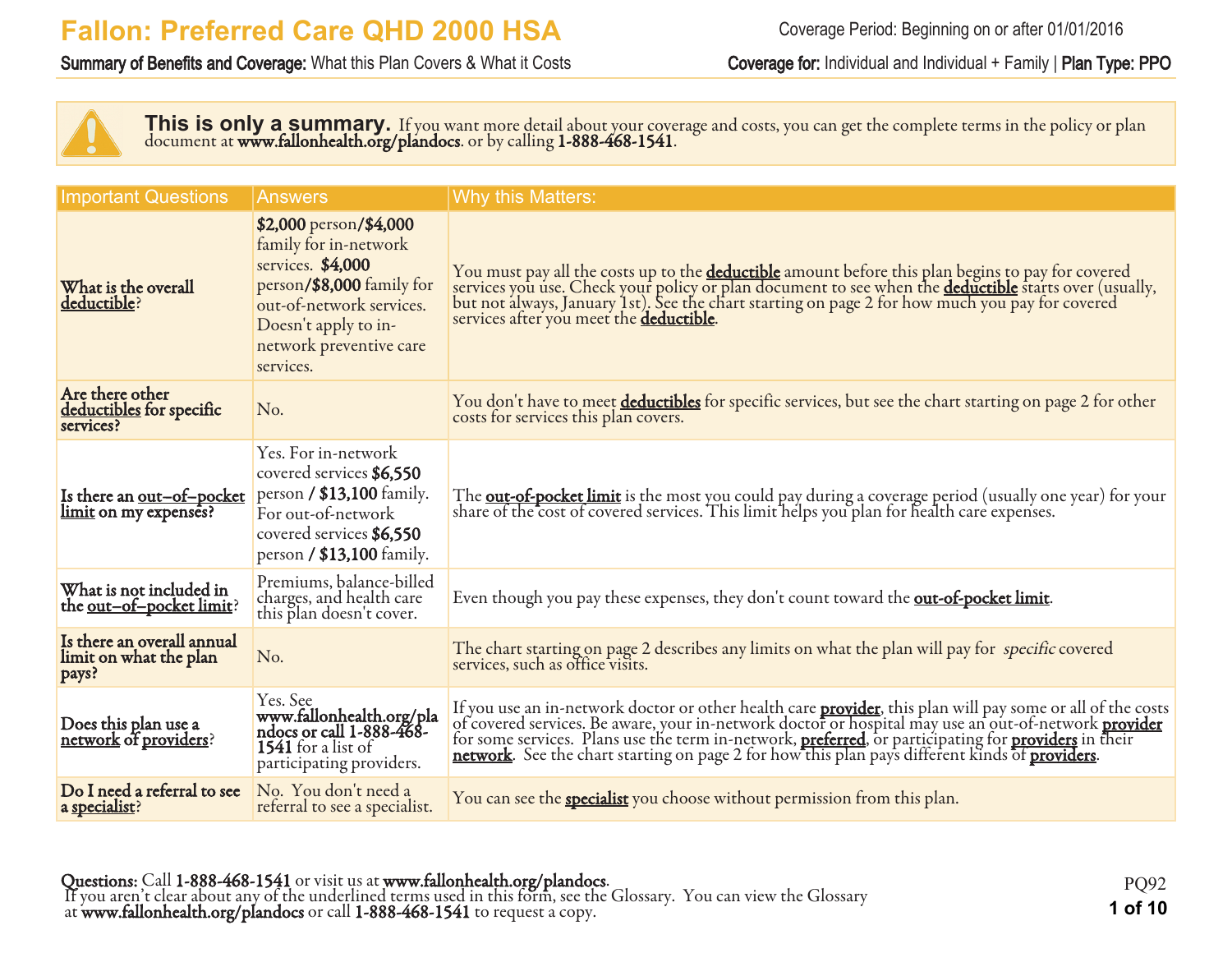# Fallon: Preferred Care QHD 2000 HSA

Coverage Period: Beginning on or after 01/01/2016

**Summary of Benefits and Coverage:** What this Plan Covers & What it Costs

**Coverage for:** Individual and Individual + Family | **Plan Type: PPO**

**This is only a summary.** If you want more detail about your coverage and costs, you can get the complete terms in the policy or plan document at **www.fallonhealth.org/plandocs**. or by calling **1-888-468-1541**.

| Important Questions | Answers | Why this Matters: |
|---|---|---|
| **What is the overall deductible?** | **$2,000** person/**$4,000** family for in-network services. **$4,000** person/**$8,000** family for out-of-network services. Doesn't apply to in-network preventive care services. | You must pay all the costs up to the **deductible** amount before this plan begins to pay for covered services you use. Check your policy or plan document to see when the **deductible** starts over (usually, but not always, January 1st). See the chart starting on page 2 for how much you pay for covered services after you meet the **deductible**. |
| **Are there other deductibles for specific services?** | No. | You don't have to meet **deductibles** for specific services, but see the chart starting on page 2 for other costs for services this plan covers. |
| **Is there an out–of–pocket limit on my expenses?** | Yes. For in-network covered services **$6,550** person **/ $13,100** family. For out-of-network covered services **$6,550** person **/ $13,100** family. | The **out-of-pocket limit** is the most you could pay during a coverage period (usually one year) for your share of the cost of covered services. This limit helps you plan for health care expenses. |
| **What is not included in the out–of–pocket limit?** | Premiums, balance-billed charges, and health care this plan doesn't cover. | Even though you pay these expenses, they don't count toward the **out-of-pocket limit**. |
| **Is there an overall annual limit on what the plan pays?** | No. | The chart starting on page 2 describes any limits on what the plan will pay for *specific* covered services, such as office visits. |
| **Does this plan use a network of providers?** | Yes. See **www.fallonhealth.org/plandocs or call 1-888-468-1541** for a list of participating providers. | If you use an in-network doctor or other health care **provider**, this plan will pay some or all of the costs of covered services. Be aware, your in-network doctor or hospital may use an out-of-network **provider** for some services. Plans use the term in-network, **preferred**, or participating for **providers** in their **network**. See the chart starting on page 2 for how this plan pays different kinds of **providers**. |
| **Do I need a referral to see a specialist?** | No. You don't need a referral to see a specialist. | You can see the **specialist** you choose without permission from this plan. |

**Questions:** Call **1-888-468-1541** or visit us at **www.fallonhealth.org/plandocs**.
If you aren't clear about any of the underlined terms used in this form, see the Glossary. You can view the Glossary at **www.fallonhealth.org/plandocs** or call **1-888-468-1541** to request a copy.

PQ92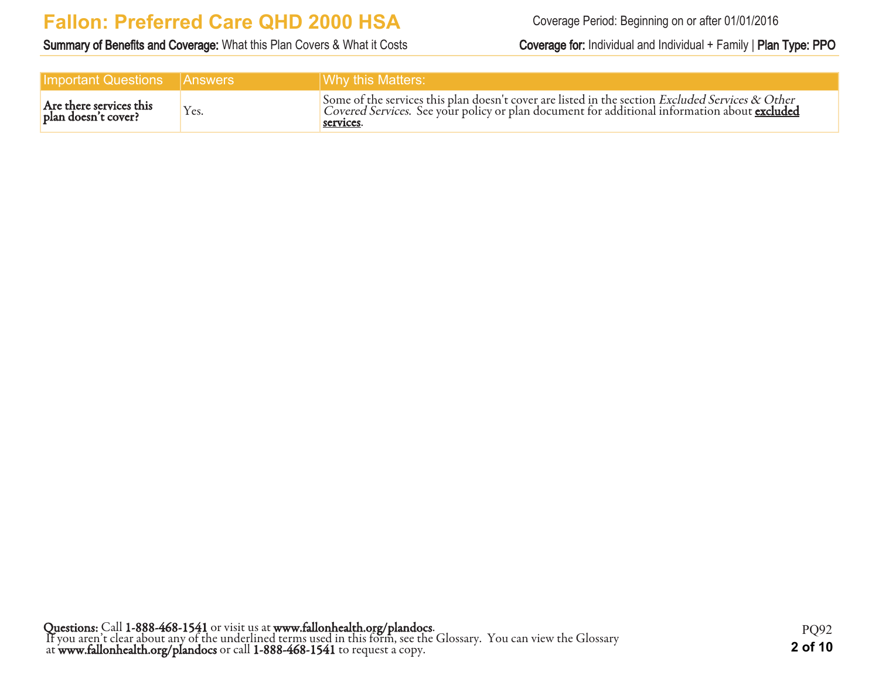| Important Questions | Answers | Why this Matters: |
| --- | --- | --- |
| **Are there services this plan doesn't cover?** | Yes. | Some of the services this plan doesn't cover are listed in the section *Excluded Services & Other Covered Services*. See your policy or plan document for additional information about **excluded services**. |

**Questions:** Call **1-888-468-1541** or visit us at **www.fallonhealth.org/plandocs**.
If you aren't clear about any of the underlined terms used in this form, see the Glossary. You can view the Glossary at **www.fallonhealth.org/plandocs** or call **1-888-468-1541** to request a copy.

PQ92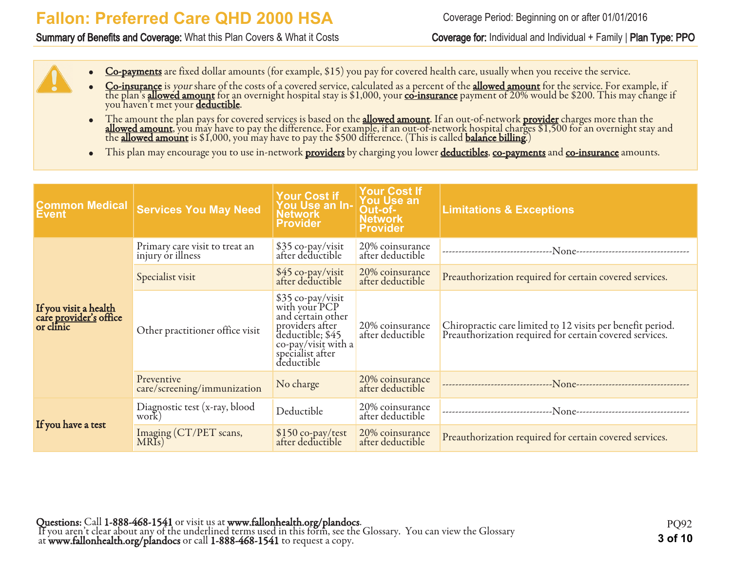# Fallon: Preferred Care QHD 2000 HSA

**Summary of Benefits and Coverage:** What this Plan Covers & What it Costs

Coverage Period: Beginning on or after 01/01/2016

**Coverage for:** Individual and Individual + Family | **Plan Type:** PPO

- **Co-payments** are fixed dollar amounts (for example, $15) you pay for covered health care, usually when you receive the service.
- **Co-insurance** is *your* share of the costs of a covered service, calculated as a percent of the **allowed amount** for the service. For example, if the plan's **allowed amount** for an overnight hospital stay is $1,000, your **co-insurance** payment of 20% would be $200. This may change if you haven't met your **deductible**.
- The amount the plan pays for covered services is based on the **allowed amount**. If an out-of-network **provider** charges more than the **allowed amount**, you may have to pay the difference. For example, if an out-of-network hospital charges $1,500 for an overnight stay and the **allowed amount** is $1,000, you may have to pay the $500 difference. (This is called **balance billing**.)
- This plan may encourage you to use in-network **providers** by charging you lower **deductibles**, **co-payments** and **co-insurance** amounts.

| Common Medical Event | Services You May Need | Your Cost if You Use an In-Network Provider | Your Cost If You Use an Out-of-Network Provider | Limitations & Exceptions |
|---|---|---|---|---|
| **If you visit a health care provider's office or clinic** | Primary care visit to treat an injury or illness | $35 co-pay/visit after deductible | 20% coinsurance after deductible | ----------None---------- |
| | Specialist visit | $45 co-pay/visit after deductible | 20% coinsurance after deductible | Preauthorization required for certain covered services. |
| | Other practitioner office visit | $35 co-pay/visit with your PCP and certain other providers after deductible; $45 co-pay/visit with a specialist after deductible | 20% coinsurance after deductible | Chiropractic care limited to 12 visits per benefit period. Preauthorization required for certain covered services. |
| | Preventive care/screening/immunization | No charge | 20% coinsurance after deductible | ----------None---------- |
| **If you have a test** | Diagnostic test (x-ray, blood work) | Deductible | 20% coinsurance after deductible | ----------None---------- |
| | Imaging (CT/PET scans, MRIs) | $150 co-pay/test after deductible | 20% coinsurance after deductible | Preauthorization required for certain covered services. |

**Questions:** Call **1-888-468-1541** or visit us at **www.fallonhealth.org/plandocs**.
If you aren't clear about any of the underlined terms used in this form, see the Glossary. You can view the Glossary at **www.fallonhealth.org/plandocs** or call **1-888-468-1541** to request a copy.

PQ92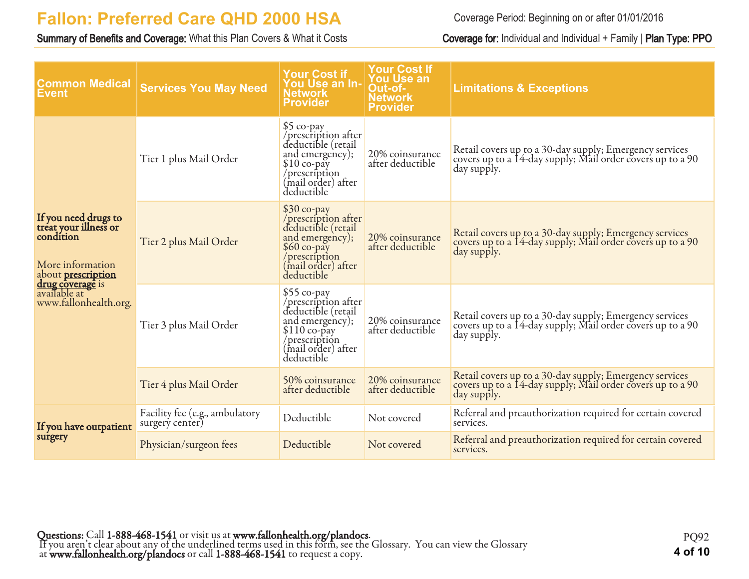# Fallon: Preferred Care QHD 2000 HSA

Coverage Period: Beginning on or after 01/01/2016

**Summary of Benefits and Coverage:** What this Plan Covers & What it Costs

**Coverage for:** Individual and Individual + Family | **Plan Type: PPO**

| Common Medical Event | Services You May Need | Your Cost if You Use an In-Network Provider | Your Cost If You Use an Out-of-Network Provider | Limitations & Exceptions |
| --- | --- | --- | --- | --- |
| **If you need drugs to treat your illness or condition**<br><br>More information about **prescription drug coverage** is available at www.fallonhealth.org. | Tier 1 plus Mail Order | $5 co-pay /prescription after deductible (retail and emergency); $10 co-pay /prescription (mail order) after deductible | 20% coinsurance after deductible | Retail covers up to a 30-day supply; Emergency services covers up to a 14-day supply; Mail order covers up to a 90 day supply. |
| | Tier 2 plus Mail Order | $30 co-pay /prescription after deductible (retail and emergency); $60 co-pay /prescription (mail order) after deductible | 20% coinsurance after deductible | Retail covers up to a 30-day supply; Emergency services covers up to a 14-day supply; Mail order covers up to a 90 day supply. |
| | Tier 3 plus Mail Order | $55 co-pay /prescription after deductible (retail and emergency); $110 co-pay /prescription (mail order) after deductible | 20% coinsurance after deductible | Retail covers up to a 30-day supply; Emergency services covers up to a 14-day supply; Mail order covers up to a 90 day supply. |
| | Tier 4 plus Mail Order | 50% coinsurance after deductible | 20% coinsurance after deductible | Retail covers up to a 30-day supply; Emergency services covers up to a 14-day supply; Mail order covers up to a 90 day supply. |
| **If you have outpatient surgery** | Facility fee (e.g., ambulatory surgery center) | Deductible | Not covered | Referral and preauthorization required for certain covered services. |
| | Physician/surgeon fees | Deductible | Not covered | Referral and preauthorization required for certain covered services. |

**Questions:** Call **1-888-468-1541** or visit us at **www.fallonhealth.org/plandocs**.
If you aren't clear about any of the underlined terms used in this form, see the Glossary. You can view the Glossary at **www.fallonhealth.org/plandocs** or call **1-888-468-1541** to request a copy.

PQ92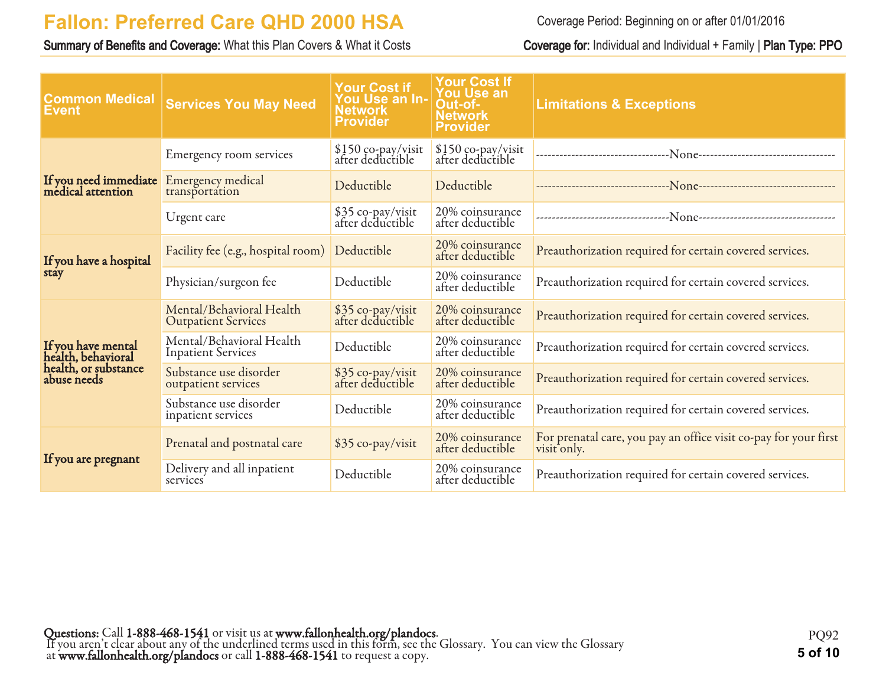# Fallon: Preferred Care QHD 2000 HSA

**Summary of Benefits and Coverage:** What this Plan Covers & What it Costs

Coverage Period: Beginning on or after 01/01/2016

**Coverage for:** Individual and Individual + Family | **Plan Type:** PPO

| Common Medical Event | Services You May Need | Your Cost if You Use an In-Network Provider | Your Cost If You Use an Out-of-Network Provider | Limitations & Exceptions |
|---|---|---|---|---|
| **If you need immediate medical attention** | Emergency room services | $150 co-pay/visit after deductible | $150 co-pay/visit after deductible | ---------------------------------None---------------------------------- |
| | Emergency medical transportation | Deductible | Deductible | ---------------------------------None---------------------------------- |
| | Urgent care | $35 co-pay/visit after deductible | 20% coinsurance after deductible | ---------------------------------None---------------------------------- |
| **If you have a hospital stay** | Facility fee (e.g., hospital room) | Deductible | 20% coinsurance after deductible | Preauthorization required for certain covered services. |
| | Physician/surgeon fee | Deductible | 20% coinsurance after deductible | Preauthorization required for certain covered services. |
| **If you have mental health, behavioral health, or substance abuse needs** | Mental/Behavioral Health Outpatient Services | $35 co-pay/visit after deductible | 20% coinsurance after deductible | Preauthorization required for certain covered services. |
| | Mental/Behavioral Health Inpatient Services | Deductible | 20% coinsurance after deductible | Preauthorization required for certain covered services. |
| | Substance use disorder outpatient services | $35 co-pay/visit after deductible | 20% coinsurance after deductible | Preauthorization required for certain covered services. |
| | Substance use disorder inpatient services | Deductible | 20% coinsurance after deductible | Preauthorization required for certain covered services. |
| **If you are pregnant** | Prenatal and postnatal care | $35 co-pay/visit | 20% coinsurance after deductible | For prenatal care, you pay an office visit co-pay for your first visit only. |
| | Delivery and all inpatient services | Deductible | 20% coinsurance after deductible | Preauthorization required for certain covered services. |

**Questions:** Call **1-888-468-1541** or visit us at **www.fallonhealth.org/plandocs**.
If you aren't clear about any of the underlined terms used in this form, see the Glossary. You can view the Glossary at **www.fallonhealth.org/plandocs** or call **1-888-468-1541** to request a copy.

PQ92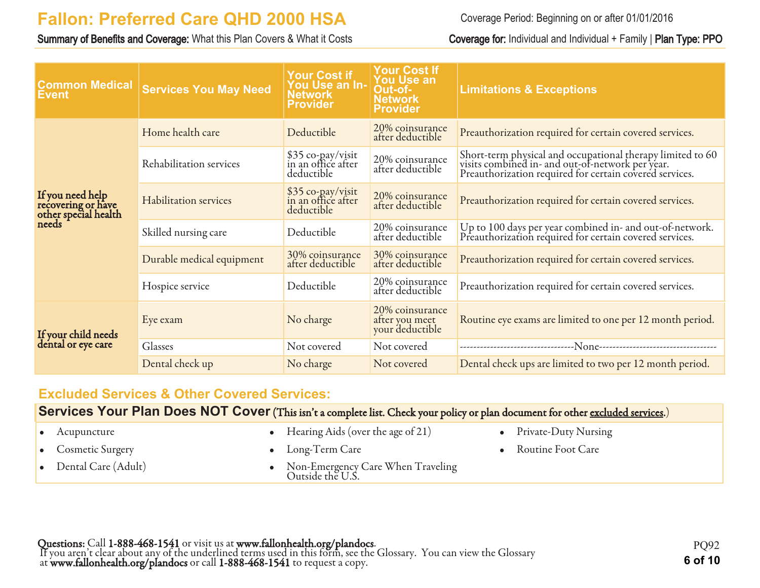| Common Medical Event | Services You May Need | Your Cost if You Use an In-Network Provider | Your Cost If You Use an Out-of-Network Provider | Limitations & Exceptions |
| --- | --- | --- | --- | --- |
| If you need help recovering or have other special health needs | Home health care | Deductible | 20% coinsurance after deductible | Preauthorization required for certain covered services. |
| | Rehabilitation services | $35 co-pay/visit in an office after deductible | 20% coinsurance after deductible | Short-term physical and occupational therapy limited to 60 visits combined in- and out-of-network per year. Preauthorization required for certain covered services. |
| | Habilitation services | $35 co-pay/visit in an office after deductible | 20% coinsurance after deductible | Preauthorization required for certain covered services. |
| | Skilled nursing care | Deductible | 20% coinsurance after deductible | Up to 100 days per year combined in- and out-of-network. Preauthorization required for certain covered services. |
| | Durable medical equipment | 30% coinsurance after deductible | 30% coinsurance after deductible | Preauthorization required for certain covered services. |
| | Hospice service | Deductible | 20% coinsurance after deductible | Preauthorization required for certain covered services. |
| If your child needs dental or eye care | Eye exam | No charge | 20% coinsurance after you meet your deductible | Routine eye exams are limited to one per 12 month period. |
| | Glasses | Not covered | Not covered | ---None--- |
| | Dental check up | No charge | Not covered | Dental check ups are limited to two per 12 month period. |

## Excluded Services & Other Covered Services:

### Services Your Plan Does NOT Cover (This isn't a complete list. Check your policy or plan document for other excluded services.)

- Acupuncture
- Cosmetic Surgery
- Dental Care (Adult)
- Hearing Aids (over the age of 21)
- Long-Term Care
- Non-Emergency Care When Traveling Outside the U.S.
- Private-Duty Nursing
- Routine Foot Care

**Questions:** Call **1-888-468-1541** or visit us at **www.fallonhealth.org/plandocs**.
If you aren't clear about any of the underlined terms used in this form, see the Glossary. You can view the Glossary at **www.fallonhealth.org/plandocs** or call **1-888-468-1541** to request a copy.

PQ92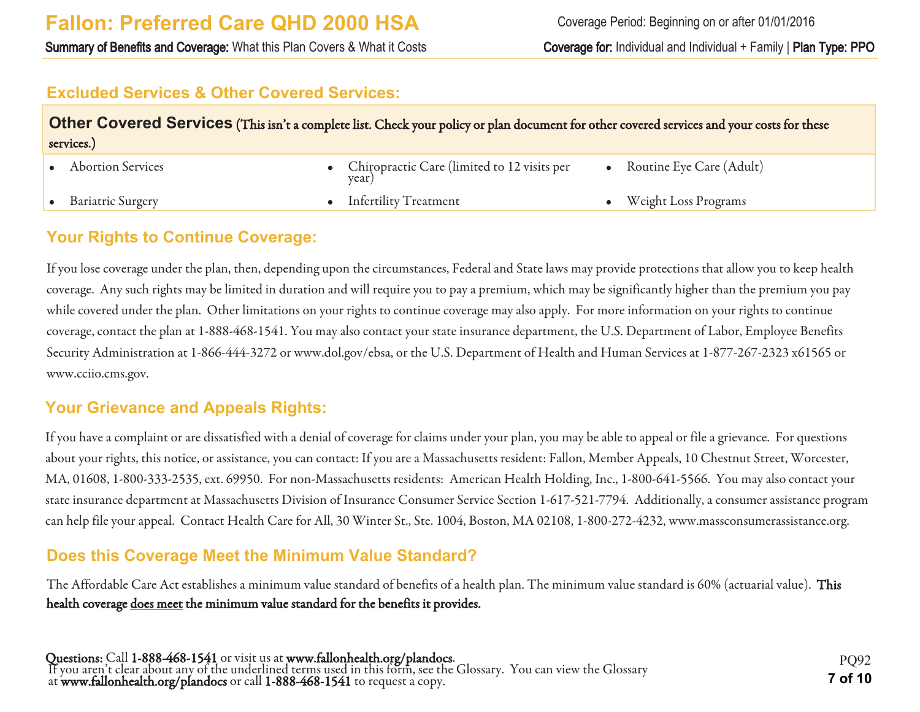## Excluded Services & Other Covered Services:

| **Other Covered Services** (This isn't a complete list. Check your policy or plan document for other covered services and your costs for these services.) | | |
|---|---|---|
| • Abortion Services | • Chiropractic Care (limited to 12 visits per year) | • Routine Eye Care (Adult) |
| • Bariatric Surgery | • Infertility Treatment | • Weight Loss Programs |

## Your Rights to Continue Coverage:

If you lose coverage under the plan, then, depending upon the circumstances, Federal and State laws may provide protections that allow you to keep health coverage. Any such rights may be limited in duration and will require you to pay a premium, which may be significantly higher than the premium you pay while covered under the plan. Other limitations on your rights to continue coverage may also apply. For more information on your rights to continue coverage, contact the plan at 1-888-468-1541. You may also contact your state insurance department, the U.S. Department of Labor, Employee Benefits Security Administration at 1-866-444-3272 or www.dol.gov/ebsa, or the U.S. Department of Health and Human Services at 1-877-267-2323 x61565 or www.cciio.cms.gov.

## Your Grievance and Appeals Rights:

If you have a complaint or are dissatisfied with a denial of coverage for claims under your plan, you may be able to appeal or file a grievance. For questions about your rights, this notice, or assistance, you can contact: If you are a Massachusetts resident: Fallon, Member Appeals, 10 Chestnut Street, Worcester, MA, 01608, 1-800-333-2535, ext. 69950. For non-Massachusetts residents: American Health Holding, Inc., 1-800-641-5566. You may also contact your state insurance department at Massachusetts Division of Insurance Consumer Service Section 1-617-521-7794. Additionally, a consumer assistance program can help file your appeal. Contact Health Care for All, 30 Winter St., Ste. 1004, Boston, MA 02108, 1-800-272-4232, www.massconsumerassistance.org.

## Does this Coverage Meet the Minimum Value Standard?

The Affordable Care Act establishes a minimum value standard of benefits of a health plan. The minimum value standard is 60% (actuarial value). **This health coverage does meet the minimum value standard for the benefits it provides.**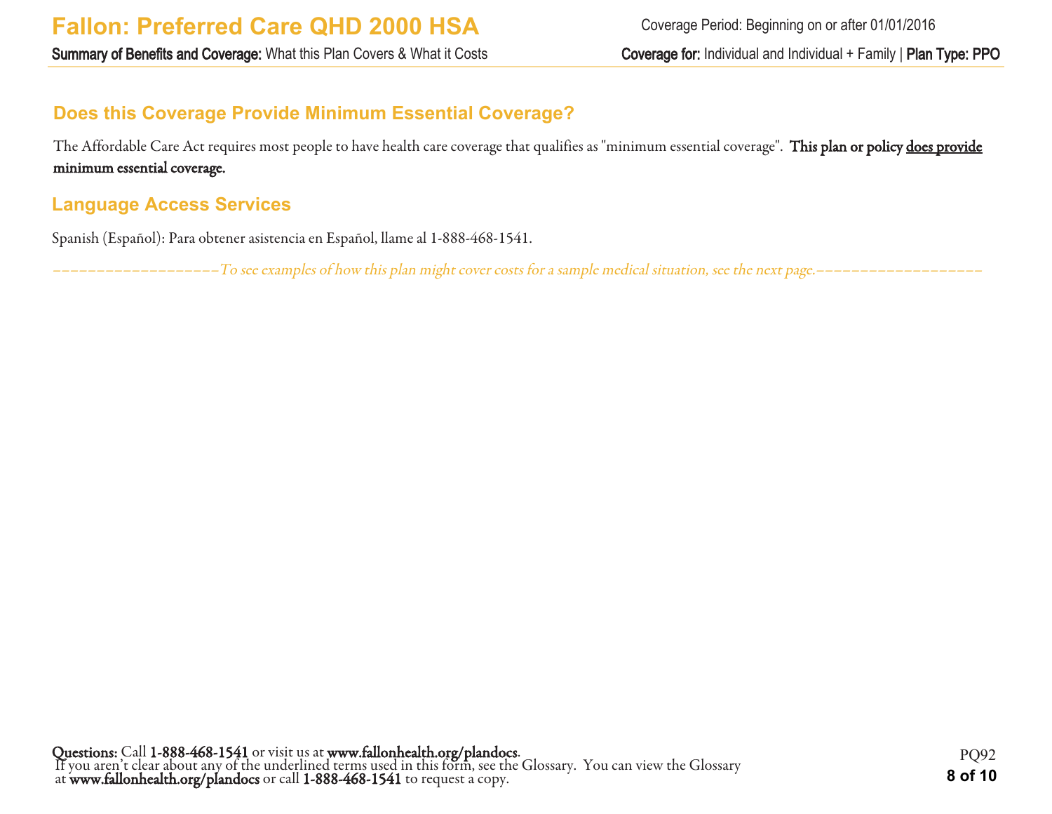## Does this Coverage Provide Minimum Essential Coverage?

The Affordable Care Act requires most people to have health care coverage that qualifies as "minimum essential coverage". **This plan or policy <u>does provide</u> minimum essential coverage.**

## Language Access Services

Spanish (Español): Para obtener asistencia en Español, llame al 1-888-468-1541.

*––––––––––––––––––––To see examples of how this plan might cover costs for a sample medical situation, see the next page.––––––––––––––––––––*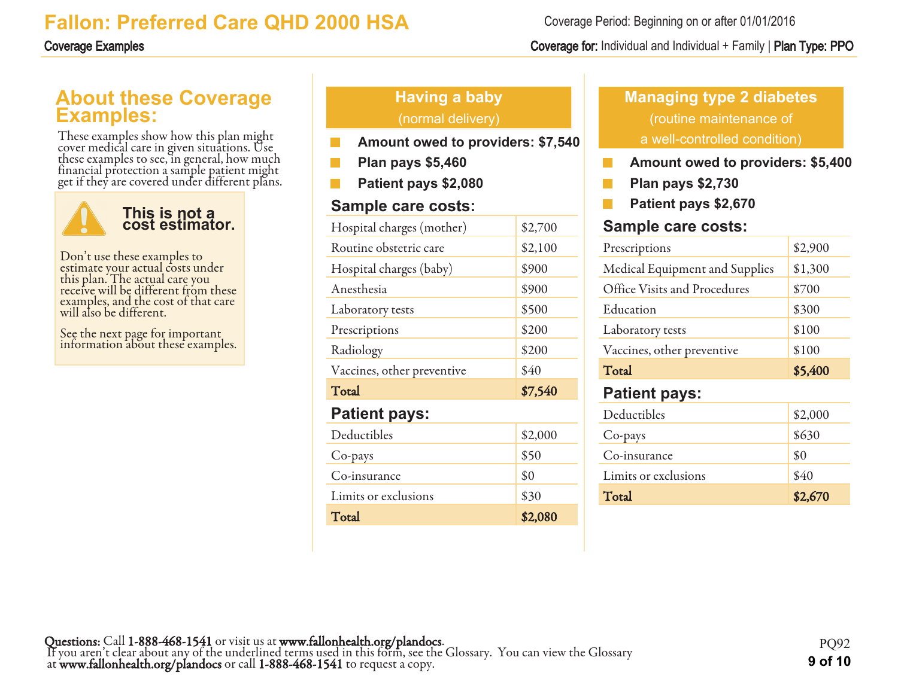# Fallon: Preferred Care QHD 2000 HSA

**Coverage Examples**

Coverage Period: Beginning on or after 01/01/2016

**Coverage for:** Individual and Individual + Family | **Plan Type: PPO**

## About these Coverage Examples:

These examples show how this plan might cover medical care in given situations. Use these examples to see, in general, how much financial protection a sample patient might get if they are covered under different plans.

> **This is not a cost estimator.**
>
> Don't use these examples to estimate your actual costs under this plan. The actual care you receive will be different from these examples, and the cost of that care will also be different.
>
> See the next page for important information about these examples.

## Having a baby (normal delivery)

- **Amount owed to providers: $7,540**
- **Plan pays $5,460**
- **Patient pays $2,080**

### Sample care costs:

| | |
|---|---|
| Hospital charges (mother) | $2,700 |
| Routine obstetric care | $2,100 |
| Hospital charges (baby) | $900 |
| Anesthesia | $900 |
| Laboratory tests | $500 |
| Prescriptions | $200 |
| Radiology | $200 |
| Vaccines, other preventive | $40 |
| **Total** | **$7,540** |

### Patient pays:

| | |
|---|---|
| Deductibles | $2,000 |
| Co-pays | $50 |
| Co-insurance | $0 |
| Limits or exclusions | $30 |
| **Total** | **$2,080** |

## Managing type 2 diabetes (routine maintenance of a well-controlled condition)

- **Amount owed to providers: $5,400**
- **Plan pays $2,730**
- **Patient pays $2,670**

### Sample care costs:

| | |
|---|---|
| Prescriptions | $2,900 |
| Medical Equipment and Supplies | $1,300 |
| Office Visits and Procedures | $700 |
| Education | $300 |
| Laboratory tests | $100 |
| Vaccines, other preventive | $100 |
| **Total** | **$5,400** |

### Patient pays:

| | |
|---|---|
| Deductibles | $2,000 |
| Co-pays | $630 |
| Co-insurance | $0 |
| Limits or exclusions | $40 |
| **Total** | **$2,670** |

**Questions:** Call **1-888-468-1541** or visit us at **www.fallonhealth.org/plandocs**.
If you aren't clear about any of the underlined terms used in this form, see the Glossary. You can view the Glossary at **www.fallonhealth.org/plandocs** or call **1-888-468-1541** to request a copy.

PQ92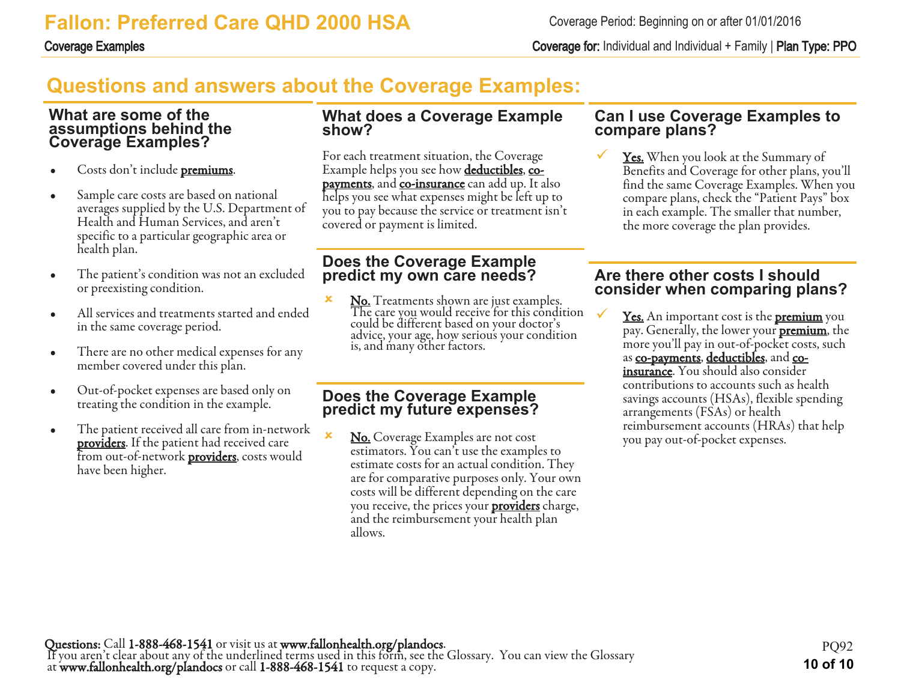# Questions and answers about the Coverage Examples:

## What are some of the assumptions behind the Coverage Examples?

- Costs don't include **premiums**.
- Sample care costs are based on national averages supplied by the U.S. Department of Health and Human Services, and aren't specific to a particular geographic area or health plan.
- The patient's condition was not an excluded or preexisting condition.
- All services and treatments started and ended in the same coverage period.
- There are no other medical expenses for any member covered under this plan.
- Out-of-pocket expenses are based only on treating the condition in the example.
- The patient received all care from in-network **providers**. If the patient had received care from out-of-network **providers**, costs would have been higher.

## What does a Coverage Example show?

For each treatment situation, the Coverage Example helps you see how **deductibles**, **co-payments**, and **co-insurance** can add up. It also helps you see what expenses might be left up to you to pay because the service or treatment isn't covered or payment is limited.

## Does the Coverage Example predict my own care needs?

✘ **No.** Treatments shown are just examples. The care you would receive for this condition could be different based on your doctor's advice, your age, how serious your condition is, and many other factors.

## Does the Coverage Example predict my future expenses?

✘ **No.** Coverage Examples are not cost estimators. You can't use the examples to estimate costs for an actual condition. They are for comparative purposes only. Your own costs will be different depending on the care you receive, the prices your **providers** charge, and the reimbursement your health plan allows.

## Can I use Coverage Examples to compare plans?

✓ **Yes.** When you look at the Summary of Benefits and Coverage for other plans, you'll find the same Coverage Examples. When you compare plans, check the "Patient Pays" box in each example. The smaller that number, the more coverage the plan provides.

## Are there other costs I should consider when comparing plans?

✓ **Yes.** An important cost is the **premium** you pay. Generally, the lower your **premium**, the more you'll pay in out-of-pocket costs, such as **co-payments**, **deductibles**, and **co-insurance**. You should also consider contributions to accounts such as health savings accounts (HSAs), flexible spending arrangements (FSAs) or health reimbursement accounts (HRAs) that help you pay out-of-pocket expenses.

**Questions:** Call **1-888-468-1541** or visit us at **www.fallonhealth.org/plandocs**.
If you aren't clear about any of the underlined terms used in this form, see the Glossary. You can view the Glossary at **www.fallonhealth.org/plandocs** or call **1-888-468-1541** to request a copy.

PQ92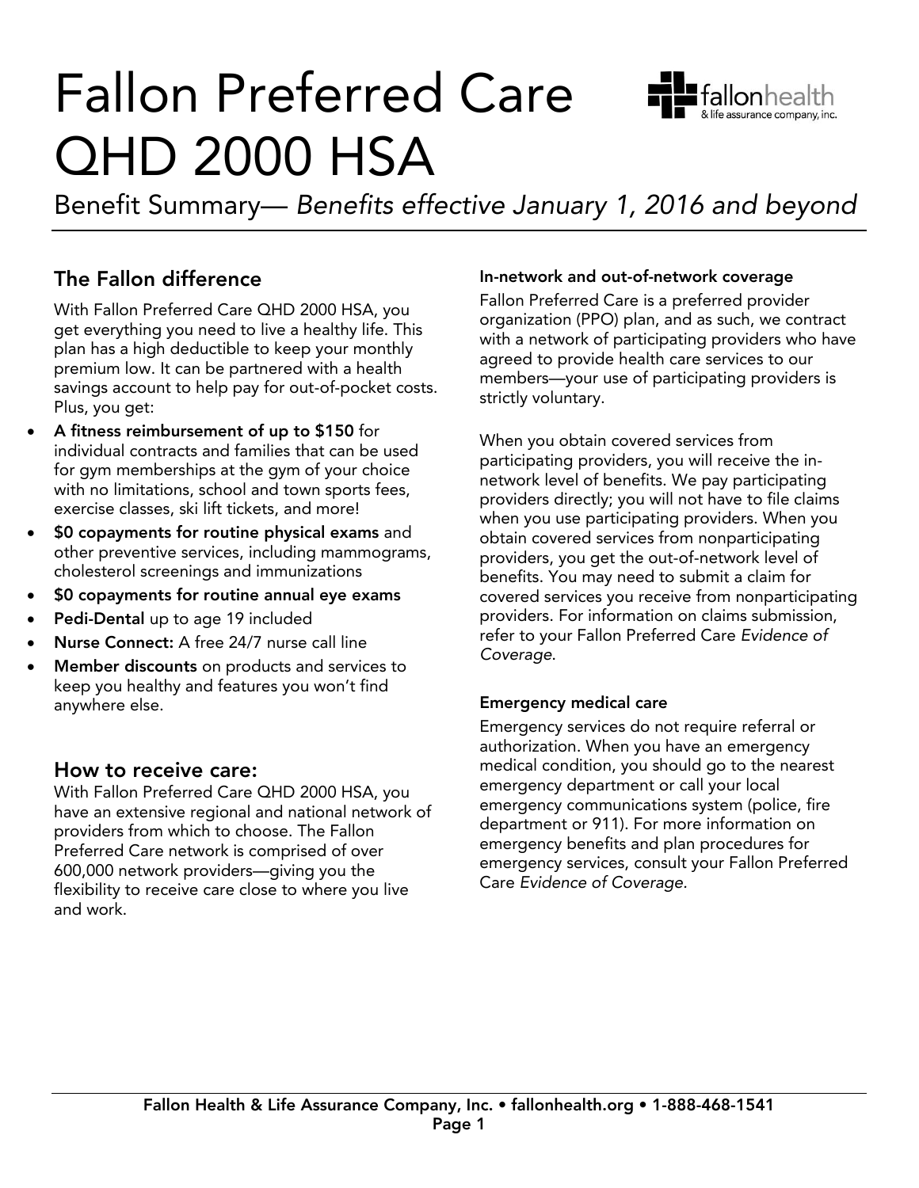# Fallon Preferred Care QHD 2000 HSA

Benefit Summary— *Benefits effective January 1, 2016 and beyond*

## The Fallon difference

With Fallon Preferred Care QHD 2000 HSA, you get everything you need to live a healthy life. This plan has a high deductible to keep your monthly premium low. It can be partnered with a health savings account to help pay for out-of-pocket costs. Plus, you get:

- **A fitness reimbursement of up to $150** for individual contracts and families that can be used for gym memberships at the gym of your choice with no limitations, school and town sports fees, exercise classes, ski lift tickets, and more!
- **$0 copayments for routine physical exams** and other preventive services, including mammograms, cholesterol screenings and immunizations
- **$0 copayments for routine annual eye exams**
- **Pedi-Dental** up to age 19 included
- **Nurse Connect:** A free 24/7 nurse call line
- **Member discounts** on products and services to keep you healthy and features you won't find anywhere else.

## How to receive care:

With Fallon Preferred Care QHD 2000 HSA, you have an extensive regional and national network of providers from which to choose. The Fallon Preferred Care network is comprised of over 600,000 network providers—giving you the flexibility to receive care close to where you live and work.

#### In-network and out-of-network coverage

Fallon Preferred Care is a preferred provider organization (PPO) plan, and as such, we contract with a network of participating providers who have agreed to provide health care services to our members—your use of participating providers is strictly voluntary.

When you obtain covered services from participating providers, you will receive the in-network level of benefits. We pay participating providers directly; you will not have to file claims when you use participating providers. When you obtain covered services from nonparticipating providers, you get the out-of-network level of benefits. You may need to submit a claim for covered services you receive from nonparticipating providers. For information on claims submission, refer to your Fallon Preferred Care *Evidence of Coverage*.

#### Emergency medical care

Emergency services do not require referral or authorization. When you have an emergency medical condition, you should go to the nearest emergency department or call your local emergency communications system (police, fire department or 911). For more information on emergency benefits and plan procedures for emergency services, consult your Fallon Preferred Care *Evidence of Coverage*.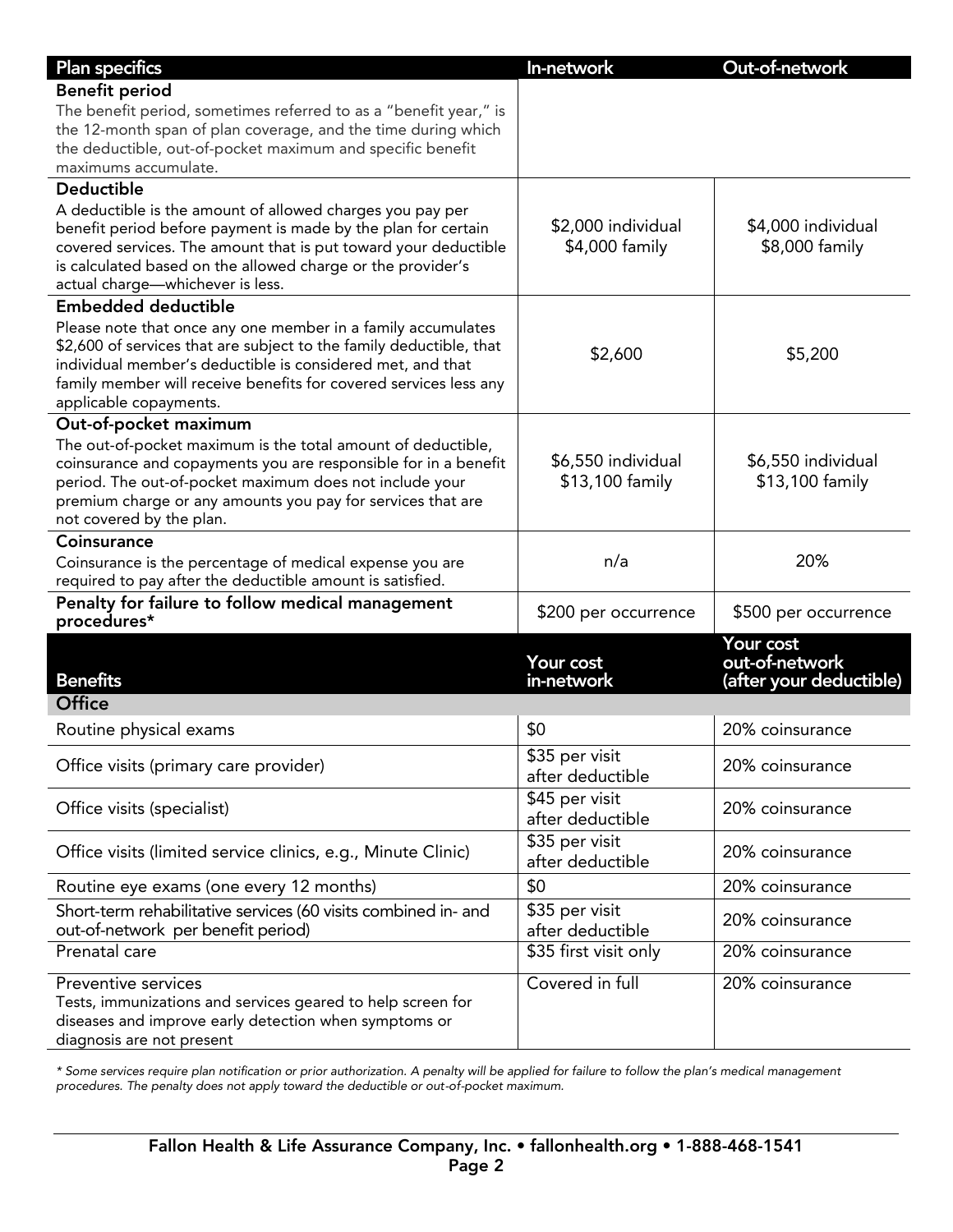| Plan specifics | In-network | Out-of-network |
|---|---|---|
| **Benefit period**<br>The benefit period, sometimes referred to as a "benefit year," is the 12-month span of plan coverage, and the time during which the deductible, out-of-pocket maximum and specific benefit maximums accumulate. | | |
| **Deductible**<br>A deductible is the amount of allowed charges you pay per benefit period before payment is made by the plan for certain covered services. The amount that is put toward your deductible is calculated based on the allowed charge or the provider's actual charge—whichever is less. | $2,000 individual<br>$4,000 family | $4,000 individual<br>$8,000 family |
| **Embedded deductible**<br>Please note that once any one member in a family accumulates $2,600 of services that are subject to the family deductible, that individual member's deductible is considered met, and that family member will receive benefits for covered services less any applicable copayments. | $2,600 | $5,200 |
| **Out-of-pocket maximum**<br>The out-of-pocket maximum is the total amount of deductible, coinsurance and copayments you are responsible for in a benefit period. The out-of-pocket maximum does not include your premium charge or any amounts you pay for services that are not covered by the plan. | $6,550 individual<br>$13,100 family | $6,550 individual<br>$13,100 family |
| **Coinsurance**<br>Coinsurance is the percentage of medical expense you are required to pay after the deductible amount is satisfied. | n/a | 20% |
| **Penalty for failure to follow medical management procedures*** | $200 per occurrence | $500 per occurrence |

| Benefits | Your cost in-network | Your cost out-of-network (after your deductible) |
|---|---|---|
| **Office** | | |
| Routine physical exams | $0 | 20% coinsurance |
| Office visits (primary care provider) | $35 per visit after deductible | 20% coinsurance |
| Office visits (specialist) | $45 per visit after deductible | 20% coinsurance |
| Office visits (limited service clinics, e.g., Minute Clinic) | $35 per visit after deductible | 20% coinsurance |
| Routine eye exams (one every 12 months) | $0 | 20% coinsurance |
| Short-term rehabilitative services (60 visits combined in- and out-of-network per benefit period) | $35 per visit after deductible | 20% coinsurance |
| Prenatal care | $35 first visit only | 20% coinsurance |
| Preventive services<br>Tests, immunizations and services geared to help screen for diseases and improve early detection when symptoms or diagnosis are not present | Covered in full | 20% coinsurance |

*\* Some services require plan notification or prior authorization. A penalty will be applied for failure to follow the plan's medical management procedures. The penalty does not apply toward the deductible or out-of-pocket maximum.*

**Fallon Health & Life Assurance Company, Inc. • fallonhealth.org • 1-888-468-1541**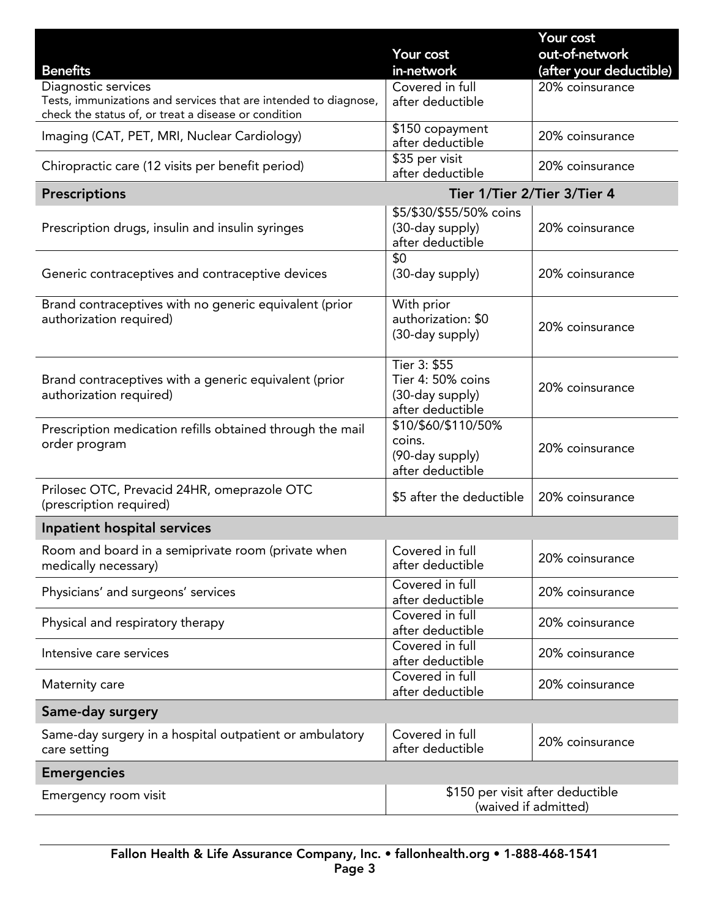| Benefits | Your cost in-network | Your cost out-of-network (after your deductible) |
|---|---|---|
| Diagnostic services<br>Tests, immunizations and services that are intended to diagnose, check the status of, or treat a disease or condition | Covered in full after deductible | 20% coinsurance |
| Imaging (CAT, PET, MRI, Nuclear Cardiology) | $150 copayment after deductible | 20% coinsurance |
| Chiropractic care (12 visits per benefit period) | $35 per visit after deductible | 20% coinsurance |
| **Prescriptions** | **Tier 1/Tier 2/Tier 3/Tier 4** | |
| Prescription drugs, insulin and insulin syringes | $5/$30/$55/50% coins (30-day supply) after deductible | 20% coinsurance |
| Generic contraceptives and contraceptive devices | $0 (30-day supply) | 20% coinsurance |
| Brand contraceptives with no generic equivalent (prior authorization required) | With prior authorization: $0 (30-day supply) | 20% coinsurance |
| Brand contraceptives with a generic equivalent (prior authorization required) | Tier 3: $55<br>Tier 4: 50% coins (30-day supply) after deductible | 20% coinsurance |
| Prescription medication refills obtained through the mail order program | $10/$60/$110/50% coins. (90-day supply) after deductible | 20% coinsurance |
| Prilosec OTC, Prevacid 24HR, omeprazole OTC (prescription required) | $5 after the deductible | 20% coinsurance |
| **Inpatient hospital services** | | |
| Room and board in a semiprivate room (private when medically necessary) | Covered in full after deductible | 20% coinsurance |
| Physicians' and surgeons' services | Covered in full after deductible | 20% coinsurance |
| Physical and respiratory therapy | Covered in full after deductible | 20% coinsurance |
| Intensive care services | Covered in full after deductible | 20% coinsurance |
| Maternity care | Covered in full after deductible | 20% coinsurance |
| **Same-day surgery** | | |
| Same-day surgery in a hospital outpatient or ambulatory care setting | Covered in full after deductible | 20% coinsurance |
| **Emergencies** | | |
| Emergency room visit | $150 per visit after deductible (waived if admitted) | |

Fallon Health & Life Assurance Company, Inc. • fallonhealth.org • 1-888-468-1541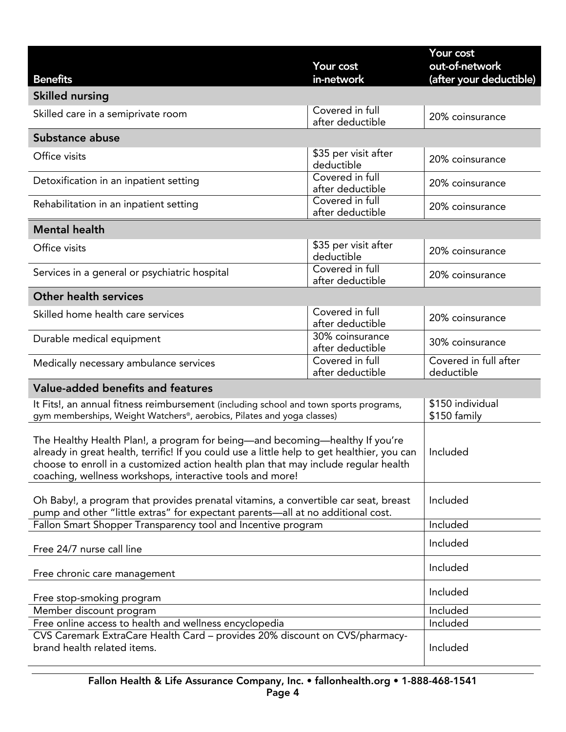| Benefits | Your cost in-network | Your cost out-of-network (after your deductible) |
|---|---|---|
| **Skilled nursing** | | |
| Skilled care in a semiprivate room | Covered in full after deductible | 20% coinsurance |
| **Substance abuse** | | |
| Office visits | $35 per visit after deductible | 20% coinsurance |
| Detoxification in an inpatient setting | Covered in full after deductible | 20% coinsurance |
| Rehabilitation in an inpatient setting | Covered in full after deductible | 20% coinsurance |
| **Mental health** | | |
| Office visits | $35 per visit after deductible | 20% coinsurance |
| Services in a general or psychiatric hospital | Covered in full after deductible | 20% coinsurance |
| **Other health services** | | |
| Skilled home health care services | Covered in full after deductible | 20% coinsurance |
| Durable medical equipment | 30% coinsurance after deductible | 30% coinsurance |
| Medically necessary ambulance services | Covered in full after deductible | Covered in full after deductible |

| **Value-added benefits and features** | |
|---|---|
| It Fits!, an annual fitness reimbursement (including school and town sports programs, gym memberships, Weight Watchers®, aerobics, Pilates and yoga classes) | $150 individual<br>$150 family |
| The Healthy Health Plan!, a program for being—and becoming—healthy If you're already in great health, terrific! If you could use a little help to get healthier, you can choose to enroll in a customized action health plan that may include regular health coaching, wellness workshops, interactive tools and more! | Included |
| Oh Baby!, a program that provides prenatal vitamins, a convertible car seat, breast pump and other "little extras" for expectant parents—all at no additional cost. | Included |
| Fallon Smart Shopper Transparency tool and Incentive program | Included |
| Free 24/7 nurse call line | Included |
| Free chronic care management | Included |
| Free stop-smoking program | Included |
| Member discount program | Included |
| Free online access to health and wellness encyclopedia | Included |
| CVS Caremark ExtraCare Health Card – provides 20% discount on CVS/pharmacy-brand health related items. | Included |

**Fallon Health & Life Assurance Company, Inc. • fallonhealth.org • 1-888-468-1541**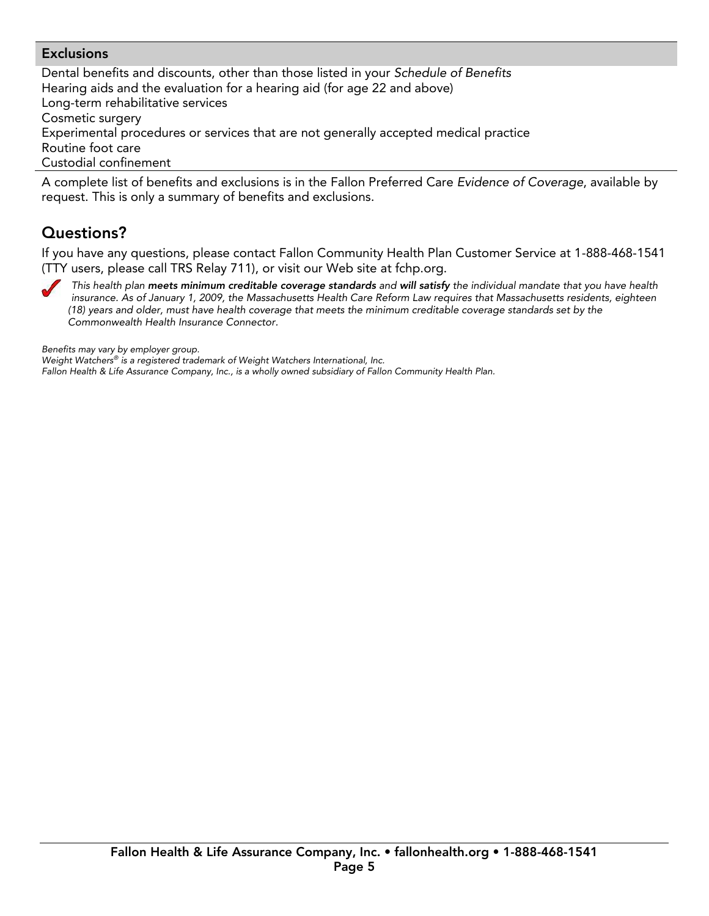## Exclusions

Dental benefits and discounts, other than those listed in your *Schedule of Benefits*
Hearing aids and the evaluation for a hearing aid (for age 22 and above)
Long-term rehabilitative services
Cosmetic surgery
Experimental procedures or services that are not generally accepted medical practice
Routine foot care
Custodial confinement

A complete list of benefits and exclusions is in the Fallon Preferred Care *Evidence of Coverage*, available by request. This is only a summary of benefits and exclusions.

## Questions?

If you have any questions, please contact Fallon Community Health Plan Customer Service at 1-888-468-1541 (TTY users, please call TRS Relay 711), or visit our Web site at fchp.org.

✓ *This health plan **meets minimum creditable coverage standards** and **will satisfy** the individual mandate that you have health insurance. As of January 1, 2009, the Massachusetts Health Care Reform Law requires that Massachusetts residents, eighteen (18) years and older, must have health coverage that meets the minimum creditable coverage standards set by the Commonwealth Health Insurance Connector.*

*Benefits may vary by employer group.*
*Weight Watchers® is a registered trademark of Weight Watchers International, Inc.*
*Fallon Health & Life Assurance Company, Inc., is a wholly owned subsidiary of Fallon Community Health Plan.*